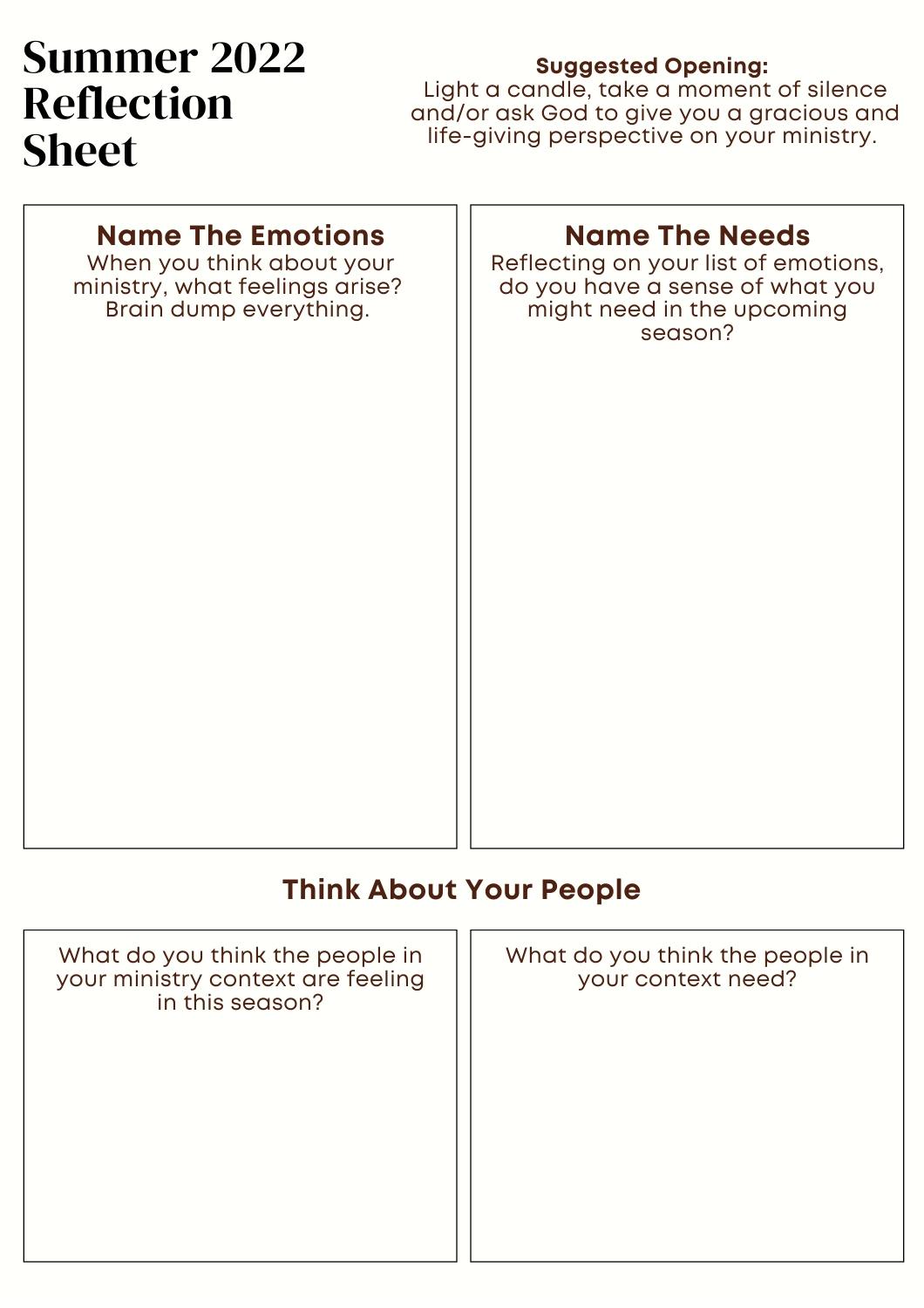# Summer 2022 Reflection Sheet

**Suggested Opening:**
Light a candle, take a moment of silence and/or ask God to give you a gracious and life-giving perspective on your ministry.

## Name The Emotions

When you think about your ministry, what feelings arise? Brain dump everything.

## Name The Needs

Reflecting on your list of emotions, do you have a sense of what you might need in the upcoming season?

## Think About Your People

What do you think the people in your ministry context are feeling in this season?

What do you think the people in your context need?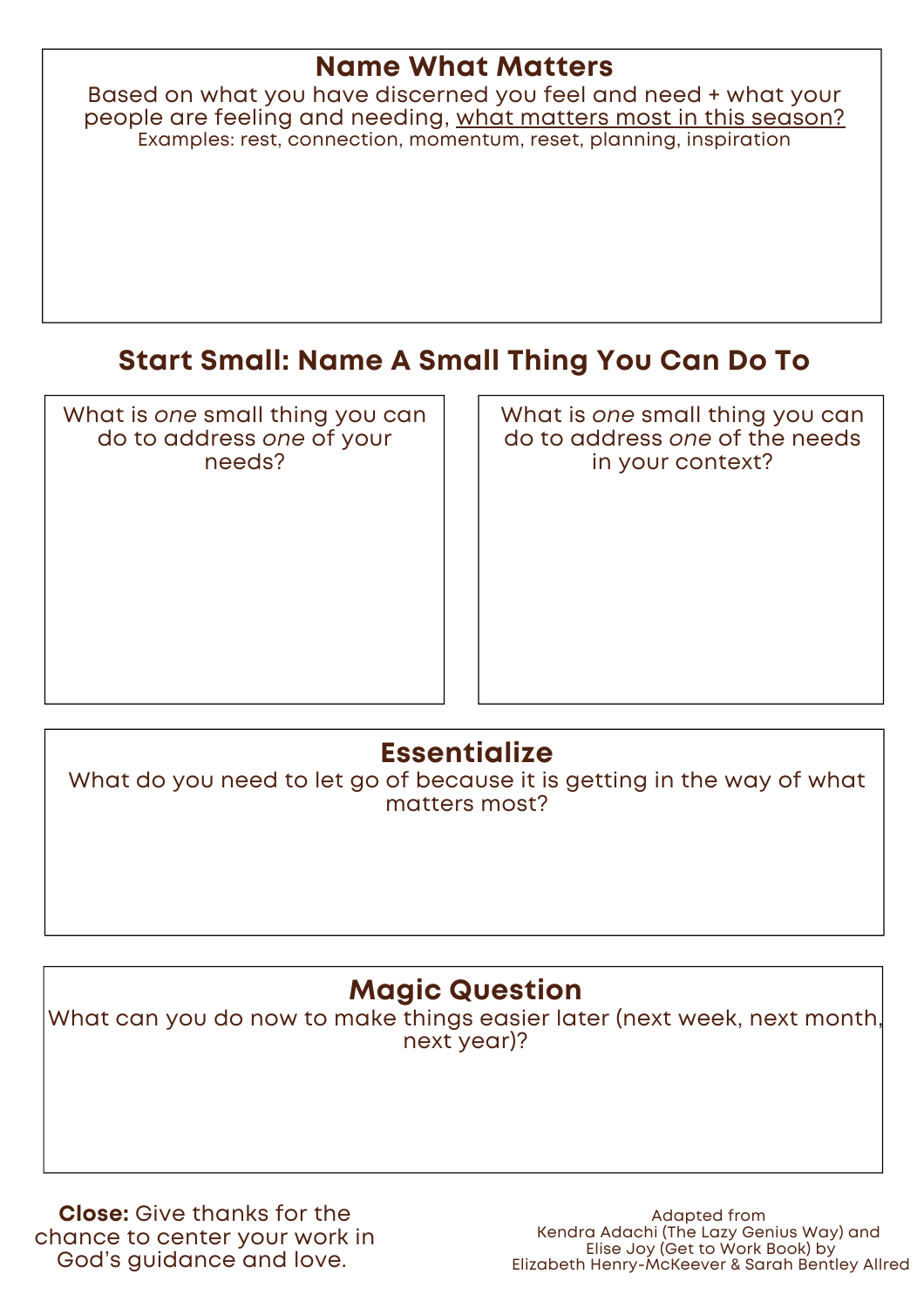## Name What Matters

Based on what you have discerned you feel and need + what your people are feeling and needing, what matters most in this season?

Examples: rest, connection, momentum, reset, planning, inspiration

## Start Small: Name A Small Thing You Can Do To

What is *one* small thing you can do to address *one* of your needs?

What is *one* small thing you can do to address *one* of the needs in your context?

## Essentialize

What do you need to let go of because it is getting in the way of what matters most?

## Magic Question

What can you do now to make things easier later (next week, next month, next year)?

**Close:** Give thanks for the chance to center your work in God's guidance and love.

Adapted from Kendra Adachi (The Lazy Genius Way) and Elise Joy (Get to Work Book) by Elizabeth Henry-McKeever & Sarah Bentley Allred